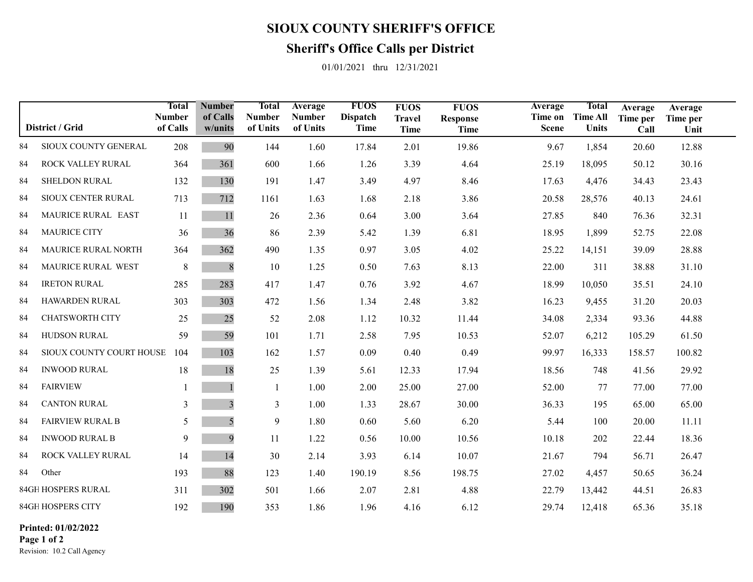# SIOUX COUNTY SHERIFF'S OFFICE

## Sheriff's Office Calls per District

01/01/2021 thru 12/31/2021

| District / Grid | | Total Number of Calls | Number of Calls w/units | Total Number of Units | Average Number of Units | FUOS Dispatch Time | FUOS Travel Time | FUOS Response Time | Average Time on Scene | Total Time All Units | Average Time per Call | Average Time per Unit |
|---|---|---|---|---|---|---|---|---|---|---|---|---|
| 84 | SIOUX COUNTY GENERAL | 208 | 90 | 144 | 1.60 | 17.84 | 2.01 | 19.86 | 9.67 | 1,854 | 20.60 | 12.88 |
| 84 | ROCK VALLEY RURAL | 364 | 361 | 600 | 1.66 | 1.26 | 3.39 | 4.64 | 25.19 | 18,095 | 50.12 | 30.16 |
| 84 | SHELDON RURAL | 132 | 130 | 191 | 1.47 | 3.49 | 4.97 | 8.46 | 17.63 | 4,476 | 34.43 | 23.43 |
| 84 | SIOUX CENTER RURAL | 713 | 712 | 1161 | 1.63 | 1.68 | 2.18 | 3.86 | 20.58 | 28,576 | 40.13 | 24.61 |
| 84 | MAURICE RURAL EAST | 11 | 11 | 26 | 2.36 | 0.64 | 3.00 | 3.64 | 27.85 | 840 | 76.36 | 32.31 |
| 84 | MAURICE CITY | 36 | 36 | 86 | 2.39 | 5.42 | 1.39 | 6.81 | 18.95 | 1,899 | 52.75 | 22.08 |
| 84 | MAURICE RURAL NORTH | 364 | 362 | 490 | 1.35 | 0.97 | 3.05 | 4.02 | 25.22 | 14,151 | 39.09 | 28.88 |
| 84 | MAURICE RURAL WEST | 8 | 8 | 10 | 1.25 | 0.50 | 7.63 | 8.13 | 22.00 | 311 | 38.88 | 31.10 |
| 84 | IRETON RURAL | 285 | 283 | 417 | 1.47 | 0.76 | 3.92 | 4.67 | 18.99 | 10,050 | 35.51 | 24.10 |
| 84 | HAWARDEN RURAL | 303 | 303 | 472 | 1.56 | 1.34 | 2.48 | 3.82 | 16.23 | 9,455 | 31.20 | 20.03 |
| 84 | CHATSWORTH CITY | 25 | 25 | 52 | 2.08 | 1.12 | 10.32 | 11.44 | 34.08 | 2,334 | 93.36 | 44.88 |
| 84 | HUDSON RURAL | 59 | 59 | 101 | 1.71 | 2.58 | 7.95 | 10.53 | 52.07 | 6,212 | 105.29 | 61.50 |
| 84 | SIOUX COUNTY COURT HOUSE | 104 | 103 | 162 | 1.57 | 0.09 | 0.40 | 0.49 | 99.97 | 16,333 | 158.57 | 100.82 |
| 84 | INWOOD RURAL | 18 | 18 | 25 | 1.39 | 5.61 | 12.33 | 17.94 | 18.56 | 748 | 41.56 | 29.92 |
| 84 | FAIRVIEW | 1 | 1 | 1 | 1.00 | 2.00 | 25.00 | 27.00 | 52.00 | 77 | 77.00 | 77.00 |
| 84 | CANTON RURAL | 3 | 3 | 3 | 1.00 | 1.33 | 28.67 | 30.00 | 36.33 | 195 | 65.00 | 65.00 |
| 84 | FAIRVIEW RURAL B | 5 | 5 | 9 | 1.80 | 0.60 | 5.60 | 6.20 | 5.44 | 100 | 20.00 | 11.11 |
| 84 | INWOOD RURAL B | 9 | 9 | 11 | 1.22 | 0.56 | 10.00 | 10.56 | 10.18 | 202 | 22.44 | 18.36 |
| 84 | ROCK VALLEY RURAL | 14 | 14 | 30 | 2.14 | 3.93 | 6.14 | 10.07 | 21.67 | 794 | 56.71 | 26.47 |
| 84 | Other | 193 | 88 | 123 | 1.40 | 190.19 | 8.56 | 198.75 | 27.02 | 4,457 | 50.65 | 36.24 |
| 84GH | HOSPERS RURAL | 311 | 302 | 501 | 1.66 | 2.07 | 2.81 | 4.88 | 22.79 | 13,442 | 44.51 | 26.83 |
| 84GH | HOSPERS CITY | 192 | 190 | 353 | 1.86 | 1.96 | 4.16 | 6.12 | 29.74 | 12,418 | 65.36 | 35.18 |

**Printed: 01/02/2022**

Revision: 10.2 Call Agency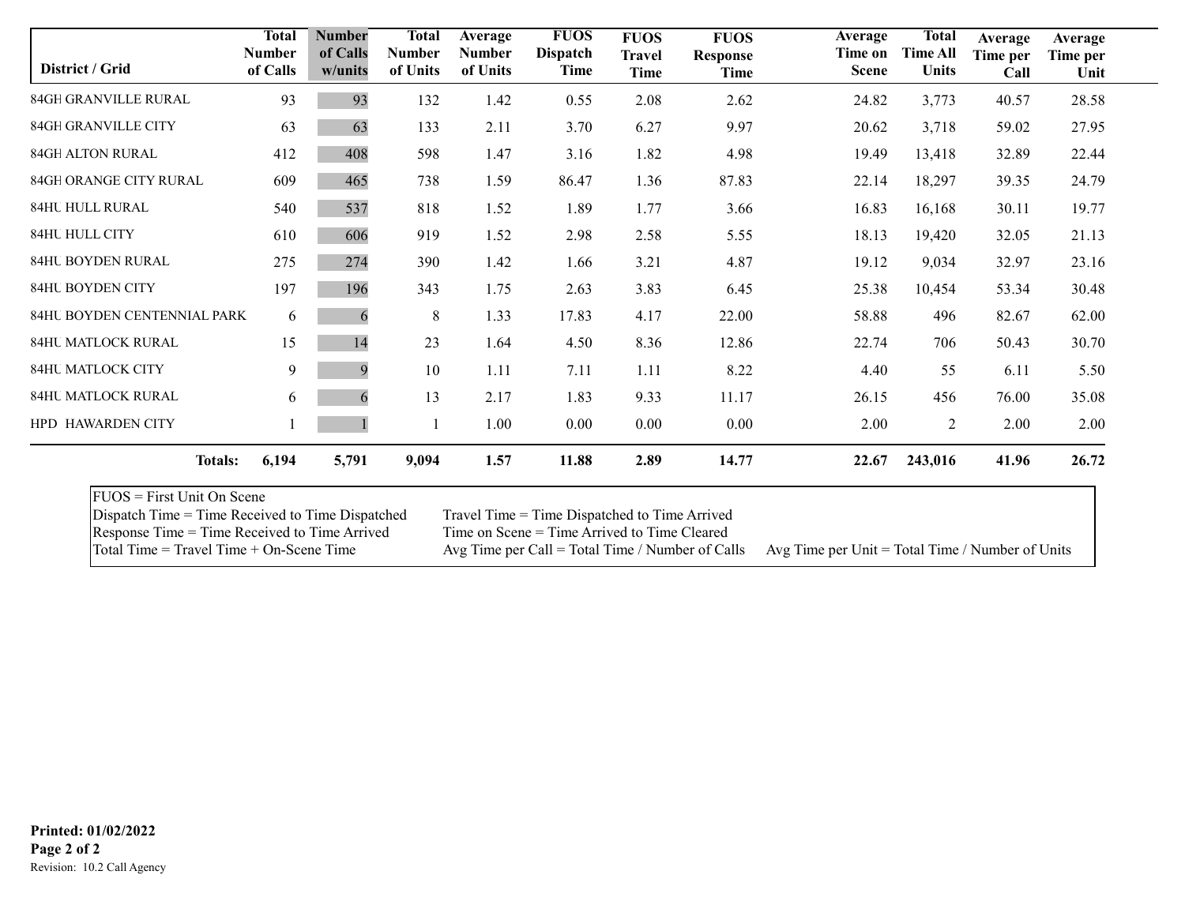| District / Grid | Total Number of Calls | Number of Calls w/units | Total Number of Units | Average Number of Units | FUOS Dispatch Time | FUOS Travel Time | FUOS Response Time | Average Time on Scene | Total Time All Units | Average Time per Call | Average Time per Unit |
|---|---|---|---|---|---|---|---|---|---|---|---|
| 84GH GRANVILLE RURAL | 93 | 93 | 132 | 1.42 | 0.55 | 2.08 | 2.62 | 24.82 | 3,773 | 40.57 | 28.58 |
| 84GH GRANVILLE CITY | 63 | 63 | 133 | 2.11 | 3.70 | 6.27 | 9.97 | 20.62 | 3,718 | 59.02 | 27.95 |
| 84GH ALTON RURAL | 412 | 408 | 598 | 1.47 | 3.16 | 1.82 | 4.98 | 19.49 | 13,418 | 32.89 | 22.44 |
| 84GH ORANGE CITY RURAL | 609 | 465 | 738 | 1.59 | 86.47 | 1.36 | 87.83 | 22.14 | 18,297 | 39.35 | 24.79 |
| 84HU HULL RURAL | 540 | 537 | 818 | 1.52 | 1.89 | 1.77 | 3.66 | 16.83 | 16,168 | 30.11 | 19.77 |
| 84HU HULL CITY | 610 | 606 | 919 | 1.52 | 2.98 | 2.58 | 5.55 | 18.13 | 19,420 | 32.05 | 21.13 |
| 84HU BOYDEN RURAL | 275 | 274 | 390 | 1.42 | 1.66 | 3.21 | 4.87 | 19.12 | 9,034 | 32.97 | 23.16 |
| 84HU BOYDEN CITY | 197 | 196 | 343 | 1.75 | 2.63 | 3.83 | 6.45 | 25.38 | 10,454 | 53.34 | 30.48 |
| 84HU BOYDEN CENTENNIAL PARK | 6 | 6 | 8 | 1.33 | 17.83 | 4.17 | 22.00 | 58.88 | 496 | 82.67 | 62.00 |
| 84HU MATLOCK RURAL | 15 | 14 | 23 | 1.64 | 4.50 | 8.36 | 12.86 | 22.74 | 706 | 50.43 | 30.70 |
| 84HU MATLOCK CITY | 9 | 9 | 10 | 1.11 | 7.11 | 1.11 | 8.22 | 4.40 | 55 | 6.11 | 5.50 |
| 84HU MATLOCK RURAL | 6 | 6 | 13 | 2.17 | 1.83 | 9.33 | 11.17 | 26.15 | 456 | 76.00 | 35.08 |
| HPD HAWARDEN CITY | 1 | 1 | 1 | 1.00 | 0.00 | 0.00 | 0.00 | 2.00 | 2 | 2.00 | 2.00 |
| **Totals:** | **6,194** | **5,791** | **9,094** | **1.57** | **11.88** | **2.89** | **14.77** | **22.67** | **243,016** | **41.96** | **26.72** |

FUOS = First Unit On Scene
Dispatch Time = Time Received to Time Dispatched
Response Time = Time Received to Time Arrived
Total Time = Travel Time + On-Scene Time
Travel Time = Time Dispatched to Time Arrived
Time on Scene = Time Arrived to Time Cleared
Avg Time per Call = Total Time / Number of Calls
Avg Time per Unit = Total Time / Number of Units

**Printed: 01/02/2022**

Revision: 10.2 Call Agency